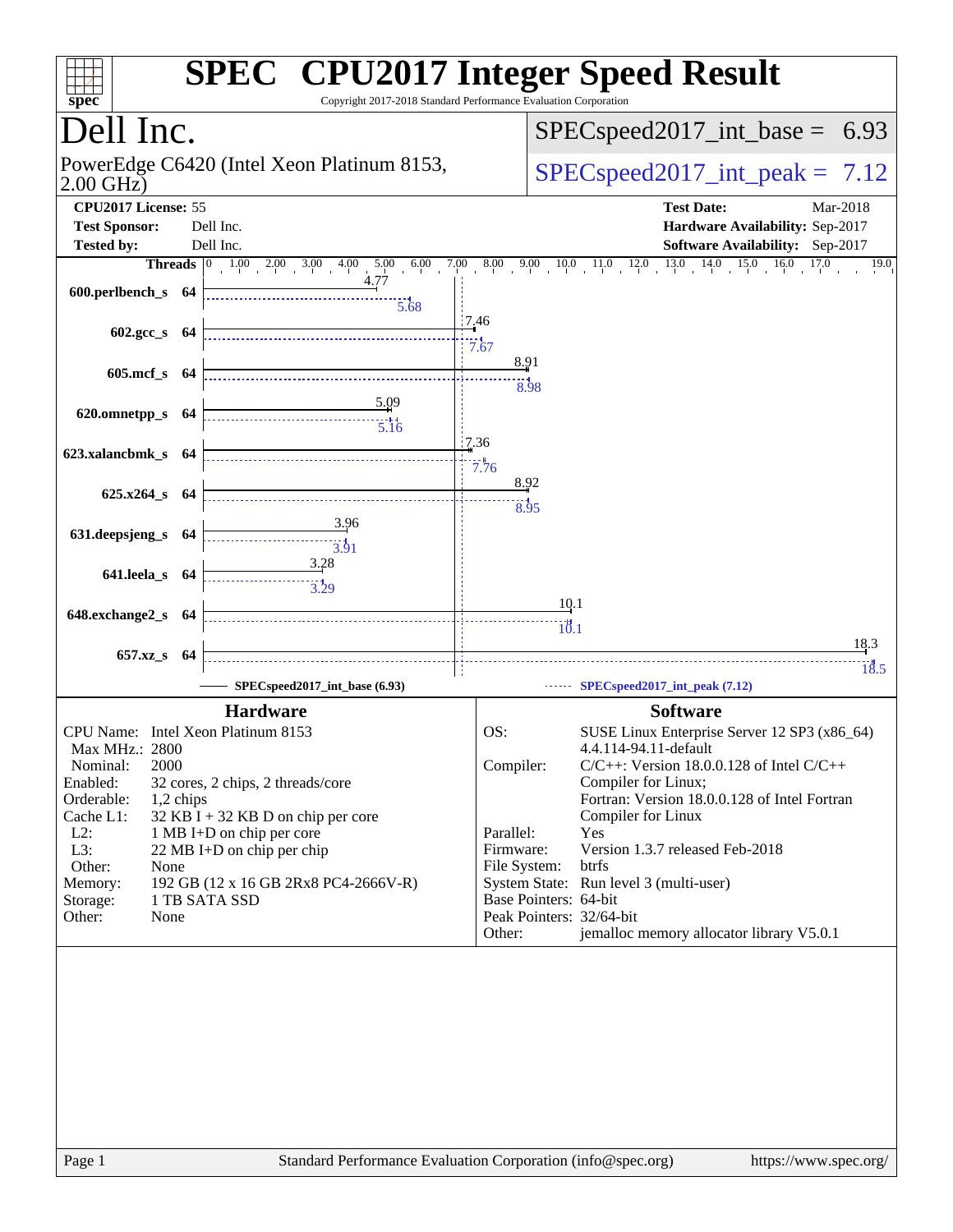# SPEC CPU2017 Integer Speed Result

Copyright 2017-2018 Standard Performance Evaluation Corporation

## Dell Inc.

PowerEdge C6420 (Intel Xeon Platinum 8153, 2.00 GHz)

SPECspeed2017_int_base = 6.93

SPECspeed2017_int_peak = 7.12

| | | | |
|---|---|---|---|
| **CPU2017 License:** | 55 | **Test Date:** | Mar-2018 |
| **Test Sponsor:** | Dell Inc. | **Hardware Availability:** | Sep-2017 |
| **Tested by:** | Dell Inc. | **Software Availability:** | Sep-2017 |

| Benchmark | Threads | Base | Peak |
|---|---|---|---|
| 600.perlbench_s | 64 | 4.77 | 5.68 |
| 602.gcc_s | 64 | 7.46 | 7.67 |
| 605.mcf_s | 64 | 8.91 | 8.98 |
| 620.omnetpp_s | 64 | 5.09 | 5.16 |
| 623.xalancbmk_s | 64 | 7.36 | 7.76 |
| 625.x264_s | 64 | 8.92 | 8.95 |
| 631.deepsjeng_s | 64 | 3.96 | 3.91 |
| 641.leela_s | 64 | 3.28 | 3.29 |
| 648.exchange2_s | 64 | 10.1 | 10.1 |
| 657.xz_s | 64 | 18.3 | 18.5 |

SPECspeed2017_int_base (6.93) SPECspeed2017_int_peak (7.12)

### Hardware

| | |
|---|---|
| CPU Name: | Intel Xeon Platinum 8153 |
| Max MHz.: | 2800 |
| Nominal: | 2000 |
| Enabled: | 32 cores, 2 chips, 2 threads/core |
| Orderable: | 1,2 chips |
| Cache L1: | 32 KB I + 32 KB D on chip per core |
| L2: | 1 MB I+D on chip per core |
| L3: | 22 MB I+D on chip per chip |
| Other: | None |
| Memory: | 192 GB (12 x 16 GB 2Rx8 PC4-2666V-R) |
| Storage: | 1 TB SATA SSD |
| Other: | None |

### Software

| | |
|---|---|
| OS: | SUSE Linux Enterprise Server 12 SP3 (x86_64) 4.4.114-94.11-default |
| Compiler: | C/C++: Version 18.0.0.128 of Intel C/C++ Compiler for Linux; Fortran: Version 18.0.0.128 of Intel Fortran Compiler for Linux |
| Parallel: | Yes |
| Firmware: | Version 1.3.7 released Feb-2018 |
| File System: | btrfs |
| System State: | Run level 3 (multi-user) |
| Base Pointers: | 64-bit |
| Peak Pointers: | 32/64-bit |
| Other: | jemalloc memory allocator library V5.0.1 |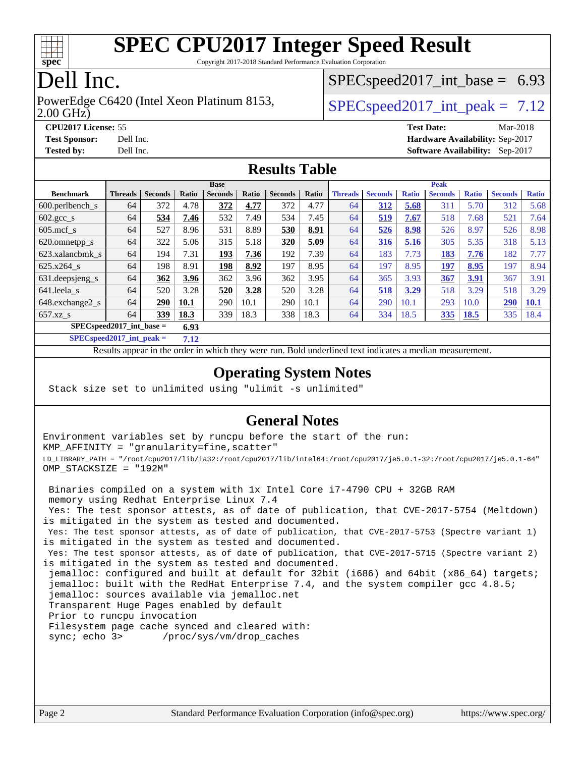# SPEC CPU2017 Integer Speed Result

Copyright 2017-2018 Standard Performance Evaluation Corporation

## Dell Inc.

PowerEdge C6420 (Intel Xeon Platinum 8153, 2.00 GHz)

SPECspeed2017_int_base = 6.93

SPECspeed2017_int_peak = 7.12

**CPU2017 License:** 55
**Test Sponsor:** Dell Inc.
**Tested by:** Dell Inc.

**Test Date:** Mar-2018
**Hardware Availability:** Sep-2017
**Software Availability:** Sep-2017

## Results Table

| | Base | | | | | | | Peak | | | | | | |
|---|---|---|---|---|---|---|---|---|---|---|---|---|---|---|
| **Benchmark** | **Threads** | **Seconds** | **Ratio** | **Seconds** | **Ratio** | **Seconds** | **Ratio** | **Threads** | **Seconds** | **Ratio** | **Seconds** | **Ratio** | **Seconds** | **Ratio** |
| 600.perlbench_s | 64 | 372 | 4.78 | **372** | **4.77** | 372 | 4.77 | 64 | **312** | **5.68** | 311 | 5.70 | 312 | 5.68 |
| 602.gcc_s | 64 | **534** | **7.46** | 532 | 7.49 | 534 | 7.45 | 64 | **519** | **7.67** | 518 | 7.68 | 521 | 7.64 |
| 605.mcf_s | 64 | 527 | 8.96 | 531 | 8.89 | **530** | **8.91** | 64 | **526** | **8.98** | 526 | 8.97 | 526 | 8.98 |
| 620.omnetpp_s | 64 | 322 | 5.06 | 315 | 5.18 | **320** | **5.09** | 64 | **316** | **5.16** | 305 | 5.35 | 318 | 5.13 |
| 623.xalancbmk_s | 64 | 194 | 7.31 | **193** | **7.36** | 192 | 7.39 | 64 | 183 | 7.73 | **183** | **7.76** | 182 | 7.77 |
| 625.x264_s | 64 | 198 | 8.91 | **198** | **8.92** | 197 | 8.95 | 64 | 197 | 8.95 | **197** | **8.95** | 197 | 8.94 |
| 631.deepsjeng_s | 64 | **362** | **3.96** | 362 | 3.96 | 362 | 3.95 | 64 | 365 | 3.93 | **367** | **3.91** | 367 | 3.91 |
| 641.leela_s | 64 | 520 | 3.28 | **520** | **3.28** | 520 | 3.28 | 64 | **518** | **3.29** | 518 | 3.29 | 518 | 3.29 |
| 648.exchange2_s | 64 | **290** | **10.1** | 290 | 10.1 | 290 | 10.1 | 64 | 290 | 10.1 | 293 | 10.0 | **290** | **10.1** |
| 657.xz_s | 64 | **339** | **18.3** | 339 | 18.3 | 338 | 18.3 | 64 | 334 | 18.5 | **335** | **18.5** | 335 | 18.4 |

**SPECspeed2017_int_base =** **6.93**

**SPECspeed2017_int_peak =** **7.12**

Results appear in the order in which they were run. Bold underlined text indicates a median measurement.

## Operating System Notes

```
Stack size set to unlimited using "ulimit -s unlimited"
```

## General Notes

```
Environment variables set by runcpu before the start of the run:
KMP_AFFINITY = "granularity=fine,scatter"
LD_LIBRARY_PATH = "/root/cpu2017/lib/ia32:/root/cpu2017/lib/intel64:/root/cpu2017/je5.0.1-32:/root/cpu2017/je5.0.1-64"
OMP_STACKSIZE = "192M"

 Binaries compiled on a system with 1x Intel Core i7-4790 CPU + 32GB RAM
 memory using Redhat Enterprise Linux 7.4
 Yes: The test sponsor attests, as of date of publication, that CVE-2017-5754 (Meltdown)
is mitigated in the system as tested and documented.
 Yes: The test sponsor attests, as of date of publication, that CVE-2017-5753 (Spectre variant 1)
is mitigated in the system as tested and documented.
 Yes: The test sponsor attests, as of date of publication, that CVE-2017-5715 (Spectre variant 2)
is mitigated in the system as tested and documented.
 jemalloc: configured and built at default for 32bit (i686) and 64bit (x86_64) targets;
 jemalloc: built with the RedHat Enterprise 7.4, and the system compiler gcc 4.8.5;
 jemalloc: sources available via jemalloc.net
 Transparent Huge Pages enabled by default
 Prior to runcpu invocation
 Filesystem page cache synced and cleared with:
 sync; echo 3>       /proc/sys/vm/drop_caches
```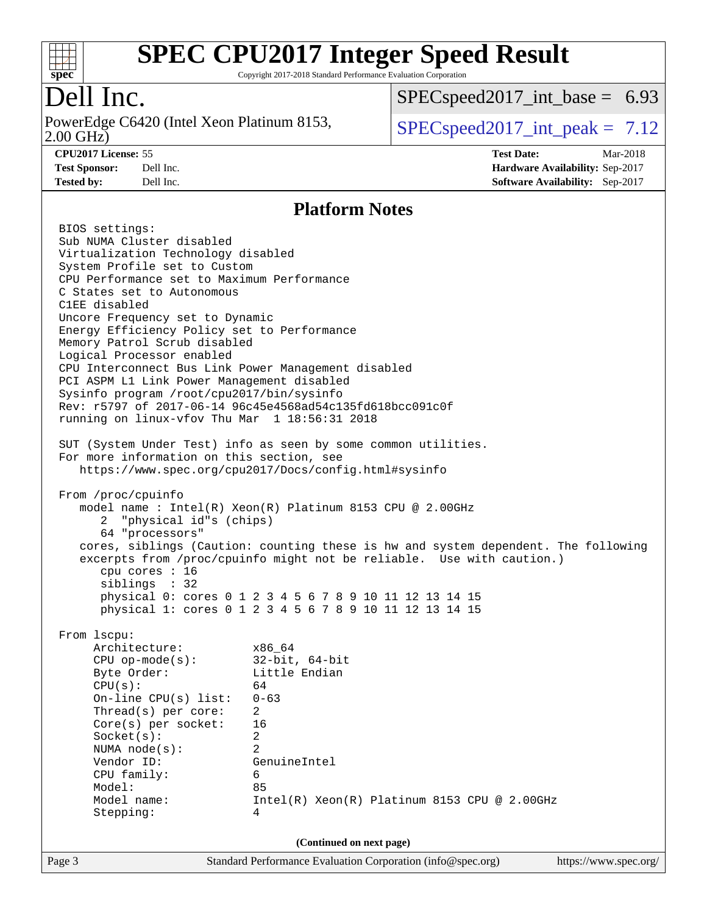# SPEC CPU2017 Integer Speed Result

Copyright 2017-2018 Standard Performance Evaluation Corporation

## Dell Inc.

PowerEdge C6420 (Intel Xeon Platinum 8153, 2.00 GHz)

SPECspeed2017_int_base = 6.93

SPECspeed2017_int_peak = 7.12

**CPU2017 License:** 55
**Test Sponsor:** Dell Inc.
**Tested by:** Dell Inc.

**Test Date:** Mar-2018
**Hardware Availability:** Sep-2017
**Software Availability:** Sep-2017

## Platform Notes

```
BIOS settings:
Sub NUMA Cluster disabled
Virtualization Technology disabled
System Profile set to Custom
CPU Performance set to Maximum Performance
C States set to Autonomous
C1EE disabled
Uncore Frequency set to Dynamic
Energy Efficiency Policy set to Performance
Memory Patrol Scrub disabled
Logical Processor enabled
CPU Interconnect Bus Link Power Management disabled
PCI ASPM L1 Link Power Management disabled
Sysinfo program /root/cpu2017/bin/sysinfo
Rev: r5797 of 2017-06-14 96c45e4568ad54c135fd618bcc091c0f
running on linux-vfov Thu Mar  1 18:56:31 2018

SUT (System Under Test) info as seen by some common utilities.
For more information on this section, see
   https://www.spec.org/cpu2017/Docs/config.html#sysinfo

From /proc/cpuinfo
   model name : Intel(R) Xeon(R) Platinum 8153 CPU @ 2.00GHz
      2  "physical id"s (chips)
      64 "processors"
   cores, siblings (Caution: counting these is hw and system dependent. The following
   excerpts from /proc/cpuinfo might not be reliable.  Use with caution.)
      cpu cores : 16
      siblings  : 32
      physical 0: cores 0 1 2 3 4 5 6 7 8 9 10 11 12 13 14 15
      physical 1: cores 0 1 2 3 4 5 6 7 8 9 10 11 12 13 14 15

From lscpu:
     Architecture:          x86_64
     CPU op-mode(s):        32-bit, 64-bit
     Byte Order:            Little Endian
     CPU(s):                64
     On-line CPU(s) list:   0-63
     Thread(s) per core:    2
     Core(s) per socket:    16
     Socket(s):             2
     NUMA node(s):          2
     Vendor ID:             GenuineIntel
     CPU family:            6
     Model:                 85
     Model name:            Intel(R) Xeon(R) Platinum 8153 CPU @ 2.00GHz
     Stepping:              4
```

(Continued on next page)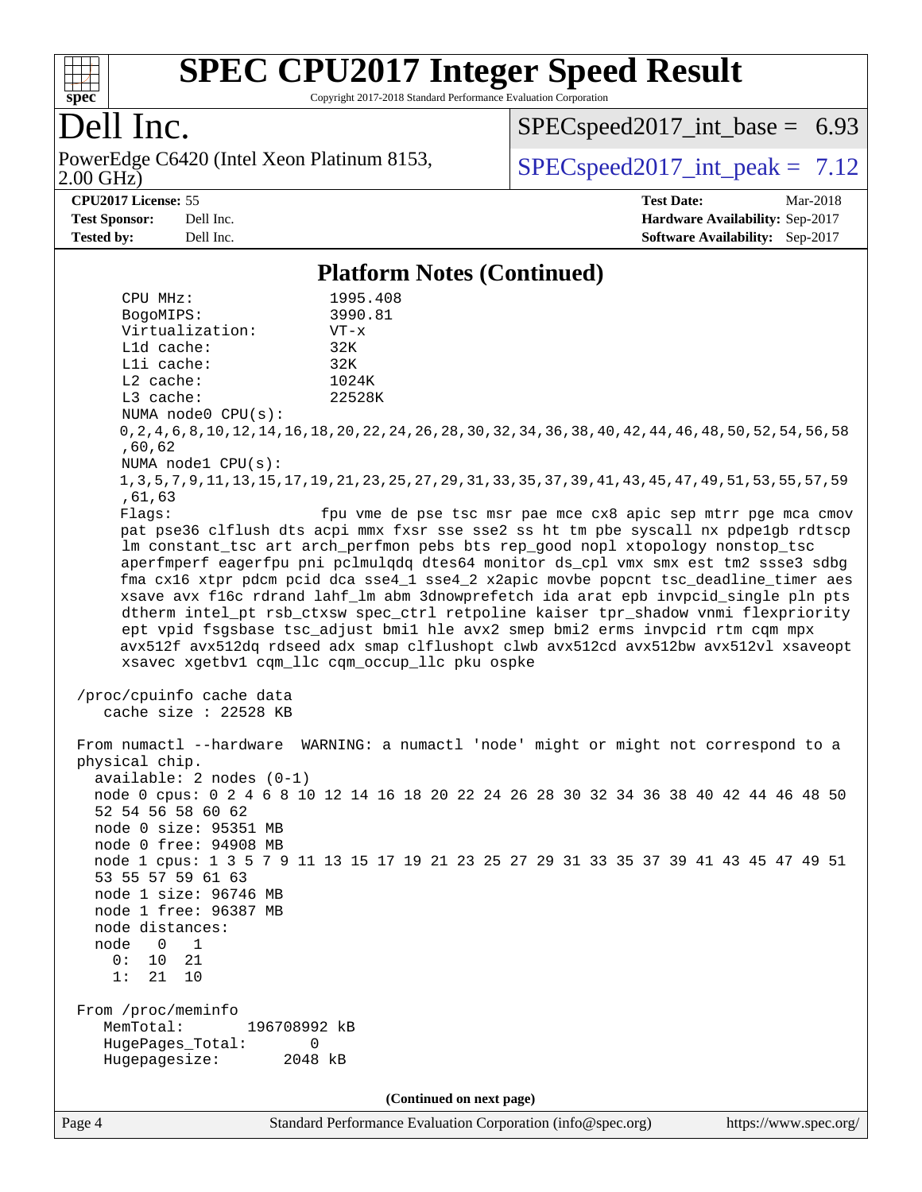## Platform Notes (Continued)

```
     CPU MHz:                  1995.408
     BogoMIPS:                 3990.81
     Virtualization:           VT-x
     L1d cache:                32K
     L1i cache:                32K
     L2 cache:                 1024K
     L3 cache:                 22528K
     NUMA node0 CPU(s):
     0,2,4,6,8,10,12,14,16,18,20,22,24,26,28,30,32,34,36,38,40,42,44,46,48,50,52,54,56,58
     ,60,62
     NUMA node1 CPU(s):
     1,3,5,7,9,11,13,15,17,19,21,23,25,27,29,31,33,35,37,39,41,43,45,47,49,51,53,55,57,59
     ,61,63
     Flags:                   fpu vme de pse tsc msr pae mce cx8 apic sep mtrr pge mca cmov
     pat pse36 clflush dts acpi mmx fxsr sse sse2 ss ht tm pbe syscall nx pdpe1gb rdtscp
     lm constant_tsc art arch_perfmon pebs bts rep_good nopl xtopology nonstop_tsc
     aperfmperf eagerfpu pni pclmulqdq dtes64 monitor ds_cpl vmx smx est tm2 ssse3 sdbg
     fma cx16 xtpr pdcm pcid dca sse4_1 sse4_2 x2apic movbe popcnt tsc_deadline_timer aes
     xsave avx f16c rdrand lahf_lm abm 3dnowprefetch ida arat epb invpcid_single pln pts
     dtherm intel_pt rsb_ctxsw spec_ctrl retpoline kaiser tpr_shadow vnmi flexpriority
     ept vpid fsgsbase tsc_adjust bmi1 hle avx2 smep bmi2 erms invpcid rtm cqm mpx
     avx512f avx512dq rdseed adx smap clflushopt clwb avx512cd avx512bw avx512vl xsaveopt
     xsavec xgetbv1 cqm_llc cqm_occup_llc pku ospke

 /proc/cpuinfo cache data
    cache size : 22528 KB

 From numactl --hardware  WARNING: a numactl 'node' might or might not correspond to a
 physical chip.
   available: 2 nodes (0-1)
   node 0 cpus: 0 2 4 6 8 10 12 14 16 18 20 22 24 26 28 30 32 34 36 38 40 42 44 46 48 50
   52 54 56 58 60 62
   node 0 size: 95351 MB
   node 0 free: 94908 MB
   node 1 cpus: 1 3 5 7 9 11 13 15 17 19 21 23 25 27 29 31 33 35 37 39 41 43 45 47 49 51
   53 55 57 59 61 63
   node 1 size: 96746 MB
   node 1 free: 96387 MB
   node distances:
   node   0   1
     0:  10  21
     1:  21  10

 From /proc/meminfo
    MemTotal:       196708992 kB
    HugePages_Total:       0
    Hugepagesize:       2048 kB
```

**(Continued on next page)**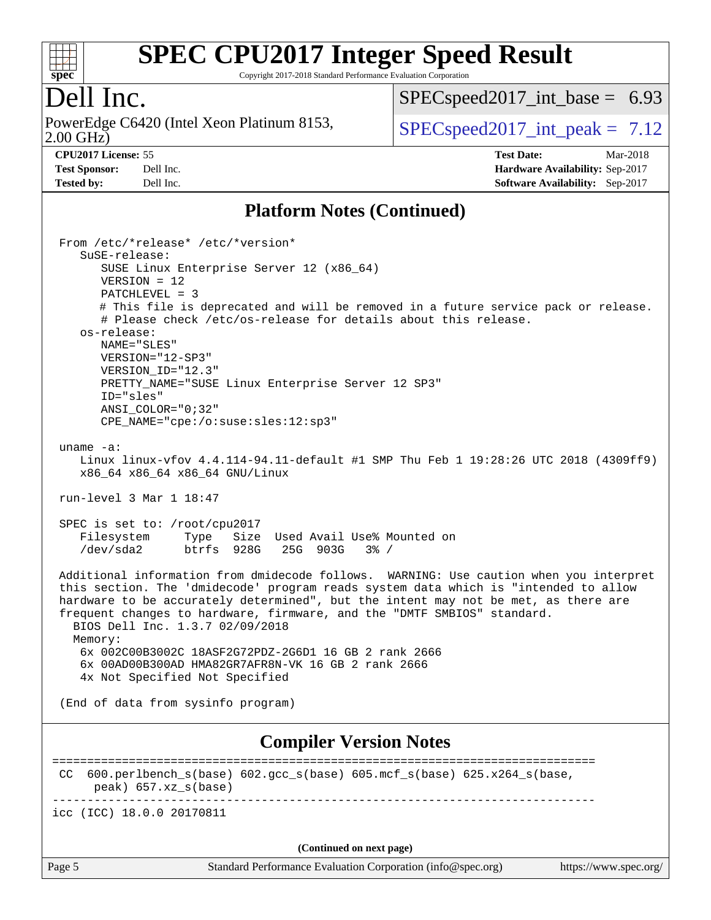# SPEC CPU2017 Integer Speed Result

Copyright 2017-2018 Standard Performance Evaluation Corporation

## Dell Inc.

PowerEdge C6420 (Intel Xeon Platinum 8153, 2.00 GHz)

SPECspeed2017_int_base = 6.93

SPECspeed2017_int_peak = 7.12

**CPU2017 License:** 55
**Test Sponsor:** Dell Inc.
**Tested by:** Dell Inc.

**Test Date:** Mar-2018
**Hardware Availability:** Sep-2017
**Software Availability:** Sep-2017

## Platform Notes (Continued)

```
From /etc/*release* /etc/*version*
   SuSE-release:
      SUSE Linux Enterprise Server 12 (x86_64)
      VERSION = 12
      PATCHLEVEL = 3
      # This file is deprecated and will be removed in a future service pack or release.
      # Please check /etc/os-release for details about this release.
   os-release:
      NAME="SLES"
      VERSION="12-SP3"
      VERSION_ID="12.3"
      PRETTY_NAME="SUSE Linux Enterprise Server 12 SP3"
      ID="sles"
      ANSI_COLOR="0;32"
      CPE_NAME="cpe:/o:suse:sles:12:sp3"

uname -a:
   Linux linux-vfov 4.4.114-94.11-default #1 SMP Thu Feb 1 19:28:26 UTC 2018 (4309ff9)
   x86_64 x86_64 x86_64 GNU/Linux

run-level 3 Mar 1 18:47

SPEC is set to: /root/cpu2017
   Filesystem     Type   Size  Used Avail Use% Mounted on
   /dev/sda2      btrfs  928G   25G  903G   3% /

Additional information from dmidecode follows.  WARNING: Use caution when you interpret
this section. The 'dmidecode' program reads system data which is "intended to allow
hardware to be accurately determined", but the intent may not be met, as there are
frequent changes to hardware, firmware, and the "DMTF SMBIOS" standard.
  BIOS Dell Inc. 1.3.7 02/09/2018
  Memory:
   6x 002C00B3002C 18ASF2G72PDZ-2G6D1 16 GB 2 rank 2666
   6x 00AD00B300AD HMA82GR7AFR8N-VK 16 GB 2 rank 2666
   4x Not Specified Not Specified

(End of data from sysinfo program)
```

## Compiler Version Notes

```
==============================================================================
 CC  600.perlbench_s(base) 602.gcc_s(base) 605.mcf_s(base) 625.x264_s(base,
      peak) 657.xz_s(base)
------------------------------------------------------------------------------
icc (ICC) 18.0.0 20170811
```

(Continued on next page)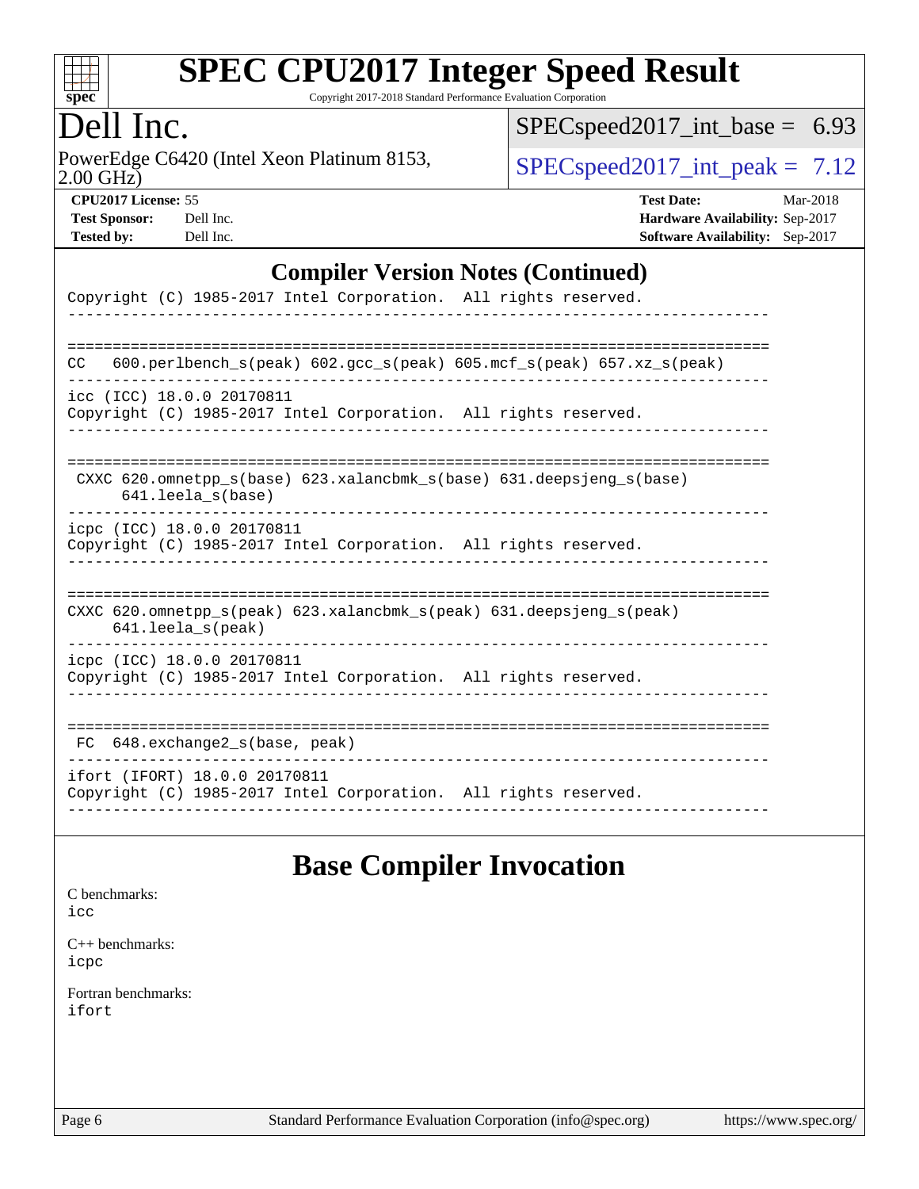## Compiler Version Notes (Continued)

```
Copyright (C) 1985-2017 Intel Corporation.  All rights reserved.
------------------------------------------------------------------------------

==============================================================================
CC   600.perlbench_s(peak) 602.gcc_s(peak) 605.mcf_s(peak) 657.xz_s(peak)
------------------------------------------------------------------------------
icc (ICC) 18.0.0 20170811
Copyright (C) 1985-2017 Intel Corporation.  All rights reserved.
------------------------------------------------------------------------------

==============================================================================
 CXXC 620.omnetpp_s(base) 623.xalancbmk_s(base) 631.deepsjeng_s(base)
      641.leela_s(base)
------------------------------------------------------------------------------
icpc (ICC) 18.0.0 20170811
Copyright (C) 1985-2017 Intel Corporation.  All rights reserved.
------------------------------------------------------------------------------

==============================================================================
CXXC 620.omnetpp_s(peak) 623.xalancbmk_s(peak) 631.deepsjeng_s(peak)
     641.leela_s(peak)
------------------------------------------------------------------------------
icpc (ICC) 18.0.0 20170811
Copyright (C) 1985-2017 Intel Corporation.  All rights reserved.
------------------------------------------------------------------------------

==============================================================================
 FC  648.exchange2_s(base, peak)
------------------------------------------------------------------------------
ifort (IFORT) 18.0.0 20170811
Copyright (C) 1985-2017 Intel Corporation.  All rights reserved.
------------------------------------------------------------------------------
```

## Base Compiler Invocation

C benchmarks:
icc

C++ benchmarks:
icpc

Fortran benchmarks:
ifort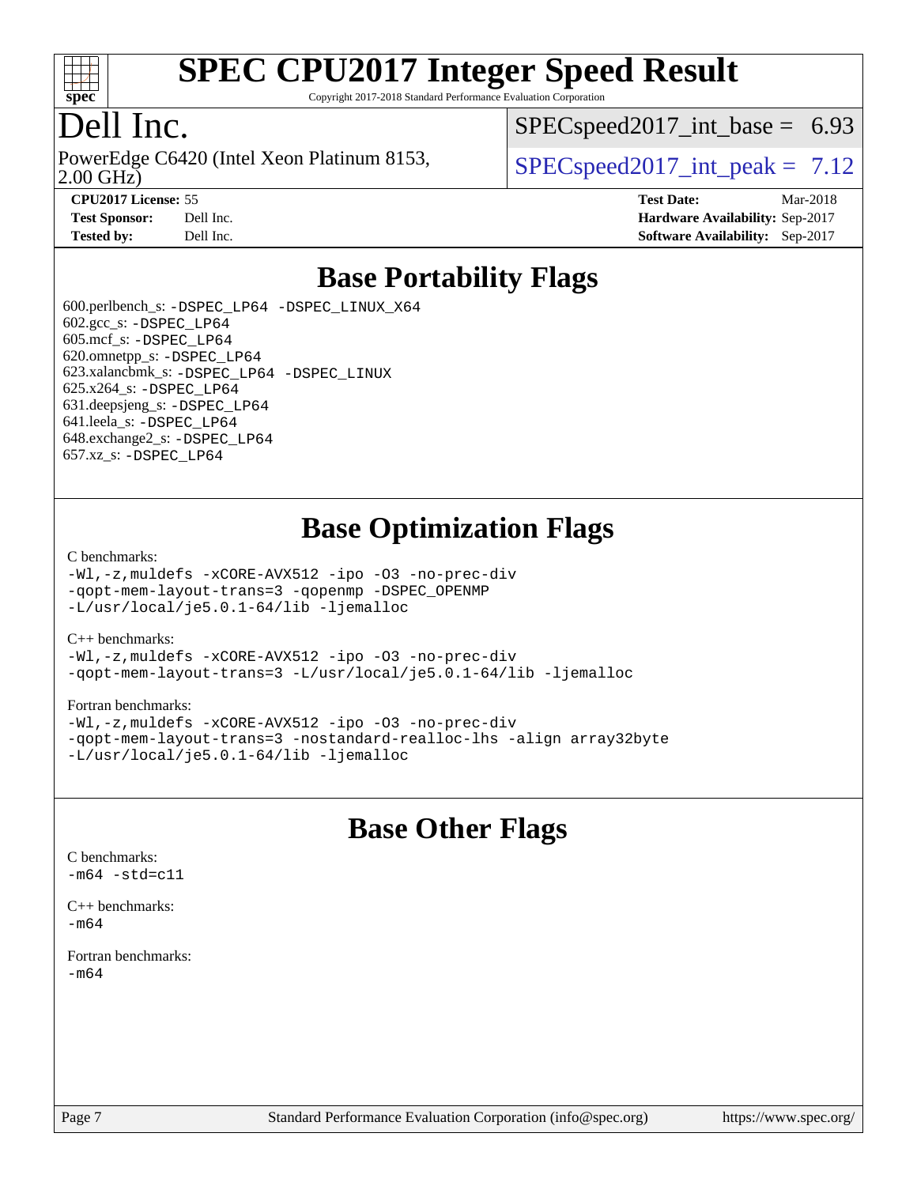# SPEC CPU2017 Integer Speed Result

Copyright 2017-2018 Standard Performance Evaluation Corporation

# Dell Inc.

PowerEdge C6420 (Intel Xeon Platinum 8153, 2.00 GHz)

SPECspeed2017_int_base = 6.93

SPECspeed2017_int_peak = 7.12

**CPU2017 License:** 55
**Test Sponsor:** Dell Inc.
**Tested by:** Dell Inc.

**Test Date:** Mar-2018
**Hardware Availability:** Sep-2017
**Software Availability:** Sep-2017

## Base Portability Flags

600.perlbench_s: -DSPEC_LP64 -DSPEC_LINUX_X64
602.gcc_s: -DSPEC_LP64
605.mcf_s: -DSPEC_LP64
620.omnetpp_s: -DSPEC_LP64
623.xalancbmk_s: -DSPEC_LP64 -DSPEC_LINUX
625.x264_s: -DSPEC_LP64
631.deepsjeng_s: -DSPEC_LP64
641.leela_s: -DSPEC_LP64
648.exchange2_s: -DSPEC_LP64
657.xz_s: -DSPEC_LP64

## Base Optimization Flags

C benchmarks:
-Wl,-z,muldefs -xCORE-AVX512 -ipo -O3 -no-prec-div
-qopt-mem-layout-trans=3 -qopenmp -DSPEC_OPENMP
-L/usr/local/je5.0.1-64/lib -ljemalloc

C++ benchmarks:
-Wl,-z,muldefs -xCORE-AVX512 -ipo -O3 -no-prec-div
-qopt-mem-layout-trans=3 -L/usr/local/je5.0.1-64/lib -ljemalloc

Fortran benchmarks:
-Wl,-z,muldefs -xCORE-AVX512 -ipo -O3 -no-prec-div
-qopt-mem-layout-trans=3 -nostandard-realloc-lhs -align array32byte
-L/usr/local/je5.0.1-64/lib -ljemalloc

## Base Other Flags

C benchmarks:
-m64 -std=c11

C++ benchmarks:
-m64

Fortran benchmarks:
-m64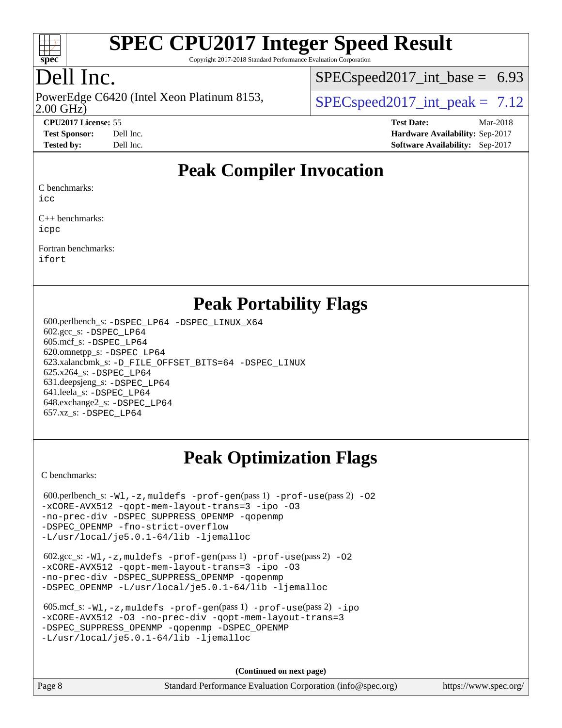# SPEC CPU2017 Integer Speed Result

Copyright 2017-2018 Standard Performance Evaluation Corporation

## Dell Inc.

PowerEdge C6420 (Intel Xeon Platinum 8153, 2.00 GHz)

SPECspeed2017_int_base = 6.93

SPECspeed2017_int_peak = 7.12

**CPU2017 License:** 55
**Test Sponsor:** Dell Inc.
**Tested by:** Dell Inc.

**Test Date:** Mar-2018
**Hardware Availability:** Sep-2017
**Software Availability:** Sep-2017

## Peak Compiler Invocation

C benchmarks:
icc

C++ benchmarks:
icpc

Fortran benchmarks:
ifort

## Peak Portability Flags

600.perlbench_s: -DSPEC_LP64 -DSPEC_LINUX_X64
602.gcc_s: -DSPEC_LP64
605.mcf_s: -DSPEC_LP64
620.omnetpp_s: -DSPEC_LP64
623.xalancbmk_s: -D_FILE_OFFSET_BITS=64 -DSPEC_LINUX
625.x264_s: -DSPEC_LP64
631.deepsjeng_s: -DSPEC_LP64
641.leela_s: -DSPEC_LP64
648.exchange2_s: -DSPEC_LP64
657.xz_s: -DSPEC_LP64

## Peak Optimization Flags

C benchmarks:

600.perlbench_s: -Wl,-z,muldefs -prof-gen(pass 1) -prof-use(pass 2) -O2 -xCORE-AVX512 -qopt-mem-layout-trans=3 -ipo -O3 -no-prec-div -DSPEC_SUPPRESS_OPENMP -qopenmp -DSPEC_OPENMP -fno-strict-overflow -L/usr/local/je5.0.1-64/lib -ljemalloc

602.gcc_s: -Wl,-z,muldefs -prof-gen(pass 1) -prof-use(pass 2) -O2 -xCORE-AVX512 -qopt-mem-layout-trans=3 -ipo -O3 -no-prec-div -DSPEC_SUPPRESS_OPENMP -qopenmp -DSPEC_OPENMP -L/usr/local/je5.0.1-64/lib -ljemalloc

605.mcf_s: -Wl,-z,muldefs -prof-gen(pass 1) -prof-use(pass 2) -ipo -xCORE-AVX512 -O3 -no-prec-div -qopt-mem-layout-trans=3 -DSPEC_SUPPRESS_OPENMP -qopenmp -DSPEC_OPENMP -L/usr/local/je5.0.1-64/lib -ljemalloc

(Continued on next page)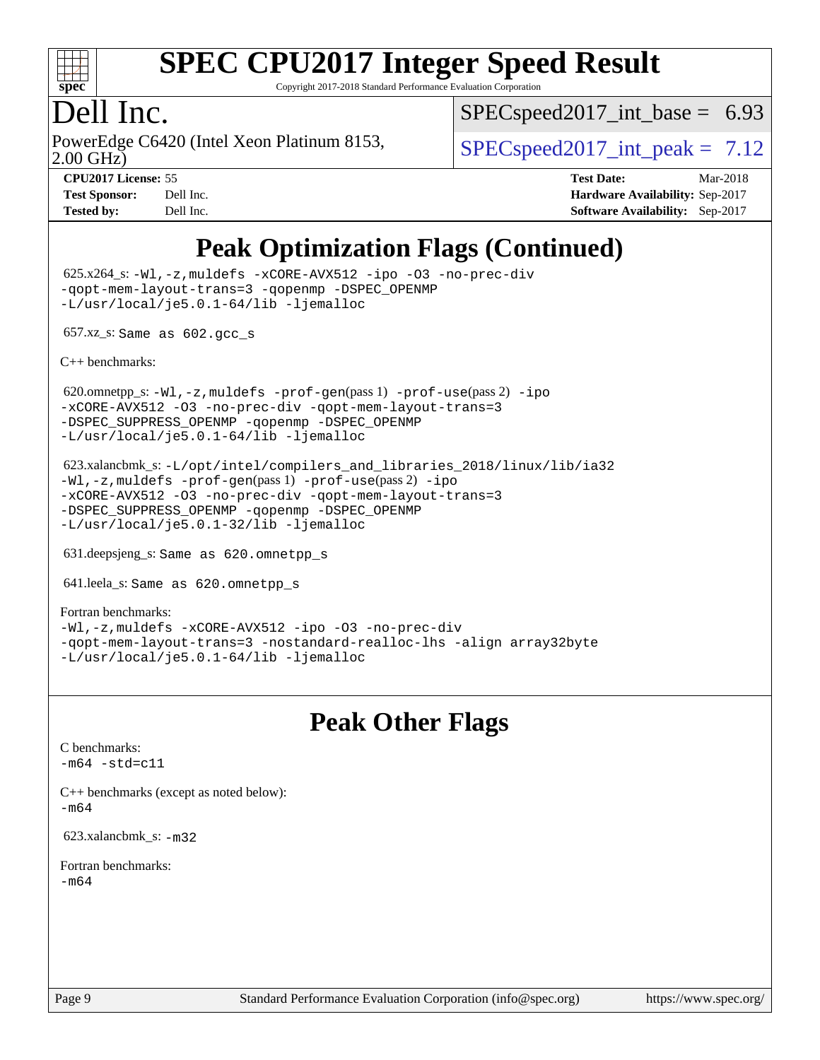# SPEC CPU2017 Integer Speed Result

Copyright 2017-2018 Standard Performance Evaluation Corporation

## Dell Inc.

PowerEdge C6420 (Intel Xeon Platinum 8153, 2.00 GHz)

SPECspeed2017_int_base = 6.93

SPECspeed2017_int_peak = 7.12

**CPU2017 License:** 55
**Test Sponsor:** Dell Inc.
**Tested by:** Dell Inc.

**Test Date:** Mar-2018
**Hardware Availability:** Sep-2017
**Software Availability:** Sep-2017

## Peak Optimization Flags (Continued)

625.x264_s: `-Wl,-z,muldefs -xCORE-AVX512 -ipo -O3 -no-prec-div -qopt-mem-layout-trans=3 -qopenmp -DSPEC_OPENMP -L/usr/local/je5.0.1-64/lib -ljemalloc`

657.xz_s: `Same as 602.gcc_s`

C++ benchmarks:

620.omnetpp_s: `-Wl,-z,muldefs -prof-gen`(pass 1) `-prof-use`(pass 2) `-ipo -xCORE-AVX512 -O3 -no-prec-div -qopt-mem-layout-trans=3 -DSPEC_SUPPRESS_OPENMP -qopenmp -DSPEC_OPENMP -L/usr/local/je5.0.1-64/lib -ljemalloc`

623.xalancbmk_s: `-L/opt/intel/compilers_and_libraries_2018/linux/lib/ia32 -Wl,-z,muldefs -prof-gen`(pass 1) `-prof-use`(pass 2) `-ipo -xCORE-AVX512 -O3 -no-prec-div -qopt-mem-layout-trans=3 -DSPEC_SUPPRESS_OPENMP -qopenmp -DSPEC_OPENMP -L/usr/local/je5.0.1-32/lib -ljemalloc`

631.deepsjeng_s: `Same as 620.omnetpp_s`

641.leela_s: `Same as 620.omnetpp_s`

Fortran benchmarks:
`-Wl,-z,muldefs -xCORE-AVX512 -ipo -O3 -no-prec-div -qopt-mem-layout-trans=3 -nostandard-realloc-lhs -align array32byte -L/usr/local/je5.0.1-64/lib -ljemalloc`

## Peak Other Flags

C benchmarks:
`-m64 -std=c11`

C++ benchmarks (except as noted below):
`-m64`

623.xalancbmk_s: `-m32`

Fortran benchmarks:
`-m64`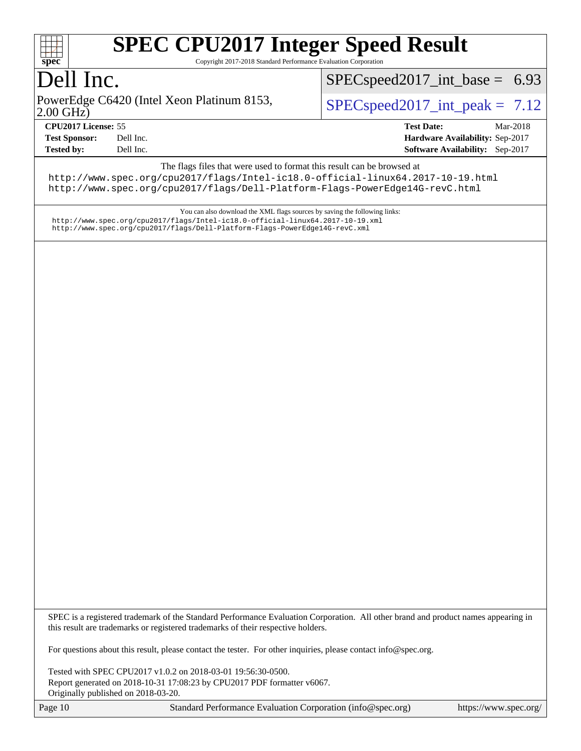The flags files that were used to format this result can be browsed at

http://www.spec.org/cpu2017/flags/Intel-ic18.0-official-linux64.2017-10-19.html
http://www.spec.org/cpu2017/flags/Dell-Platform-Flags-PowerEdge14G-revC.html

You can also download the XML flags sources by saving the following links:

http://www.spec.org/cpu2017/flags/Intel-ic18.0-official-linux64.2017-10-19.xml
http://www.spec.org/cpu2017/flags/Dell-Platform-Flags-PowerEdge14G-revC.xml

SPEC is a registered trademark of the Standard Performance Evaluation Corporation. All other brand and product names appearing in this result are trademarks or registered trademarks of their respective holders.

For questions about this result, please contact the tester. For other inquiries, please contact info@spec.org.

Tested with SPEC CPU2017 v1.0.2 on 2018-03-01 19:56:30-0500.
Report generated on 2018-10-31 17:08:23 by CPU2017 PDF formatter v6067.
Originally published on 2018-03-20.